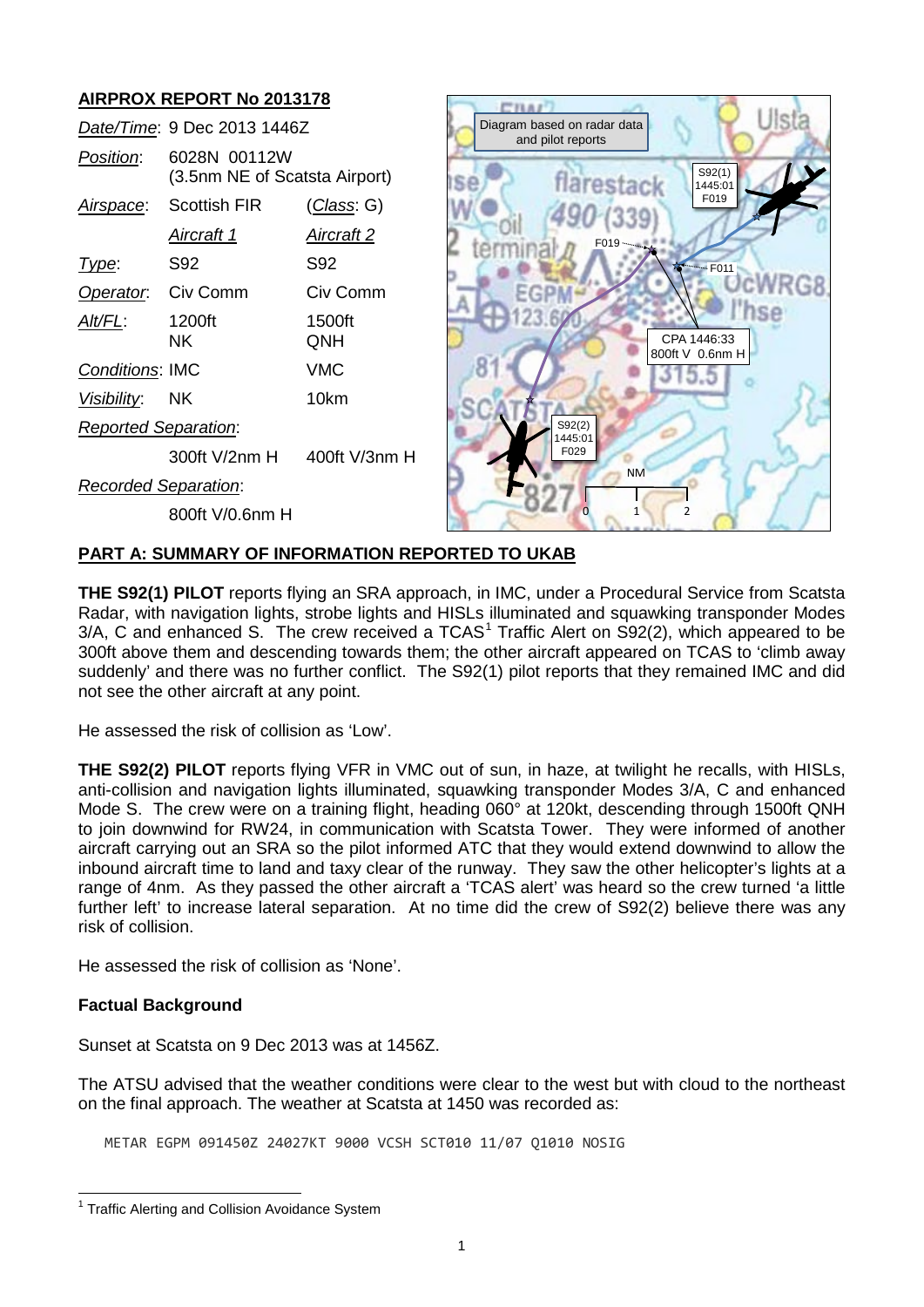## AIRPROX REPORT No 2013178

| | | |
|---|---|---|
| *Date/Time*: | 9 Dec 2013 1446Z | |
| *Position*: | 6028N 00112W (3.5nm NE of Scatsta Airport) | |
| *Airspace*: | Scottish FIR | (*Class*: G) |
| | *Aircraft 1* | *Aircraft 2* |
| *Type*: | S92 | S92 |
| *Operator*: | Civ Comm | Civ Comm |
| *Alt/FL*: | 1200ft NK | 1500ft QNH |
| *Conditions*: | IMC | VMC |
| *Visibility*: | NK | 10km |
| *Reported Separation*: | | |
| | 300ft V/2nm H | 400ft V/3nm H |
| *Recorded Separation*: | | |
| | 800ft V/0.6nm H | |

## PART A: SUMMARY OF INFORMATION REPORTED TO UKAB

**THE S92(1) PILOT** reports flying an SRA approach, in IMC, under a Procedural Service from Scatsta Radar, with navigation lights, strobe lights and HISLs illuminated and squawking transponder Modes 3/A, C and enhanced S. The crew received a TCAS[1] Traffic Alert on S92(2), which appeared to be 300ft above them and descending towards them; the other aircraft appeared on TCAS to 'climb away suddenly' and there was no further conflict. The S92(1) pilot reports that they remained IMC and did not see the other aircraft at any point.

He assessed the risk of collision as 'Low'.

**THE S92(2) PILOT** reports flying VFR in VMC out of sun, in haze, at twilight he recalls, with HISLs, anti-collision and navigation lights illuminated, squawking transponder Modes 3/A, C and enhanced Mode S. The crew were on a training flight, heading 060° at 120kt, descending through 1500ft QNH to join downwind for RW24, in communication with Scatsta Tower. They were informed of another aircraft carrying out an SRA so the pilot informed ATC that they would extend downwind to allow the inbound aircraft time to land and taxy clear of the runway. They saw the other helicopter's lights at a range of 4nm. As they passed the other aircraft a 'TCAS alert' was heard so the crew turned 'a little further left' to increase lateral separation. At no time did the crew of S92(2) believe there was any risk of collision.

He assessed the risk of collision as 'None'.

### Factual Background

Sunset at Scatsta on 9 Dec 2013 was at 1456Z.

The ATSU advised that the weather conditions were clear to the west but with cloud to the northeast on the final approach. The weather at Scatsta at 1450 was recorded as:

```
METAR EGPM 091450Z 24027KT 9000 VCSH SCT010 11/07 Q1010 NOSIG
```

[1] Traffic Alerting and Collision Avoidance System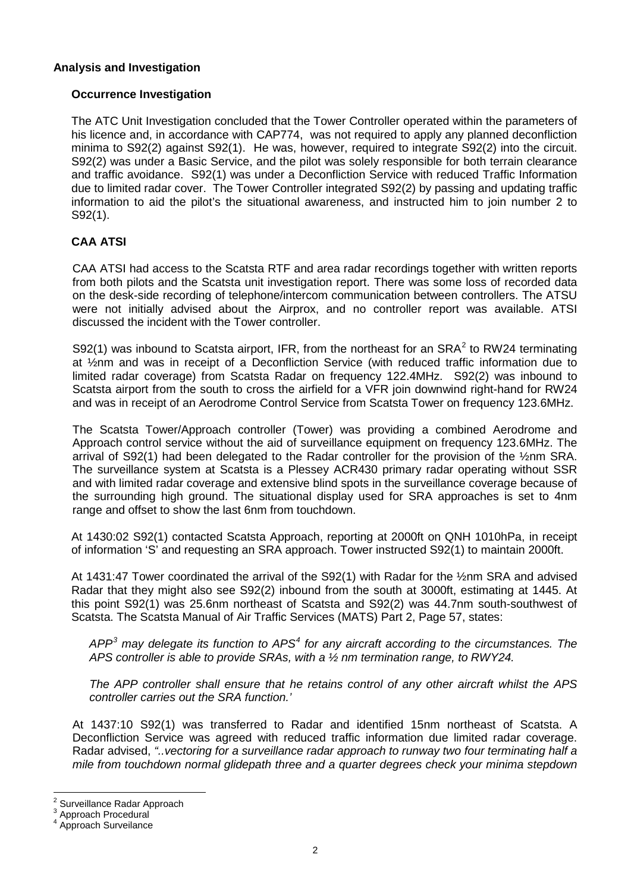**Analysis and Investigation**

**Occurrence Investigation**

The ATC Unit Investigation concluded that the Tower Controller operated within the parameters of his licence and, in accordance with CAP774, was not required to apply any planned deconfliction minima to S92(2) against S92(1). He was, however, required to integrate S92(2) into the circuit. S92(2) was under a Basic Service, and the pilot was solely responsible for both terrain clearance and traffic avoidance. S92(1) was under a Deconfliction Service with reduced Traffic Information due to limited radar cover. The Tower Controller integrated S92(2) by passing and updating traffic information to aid the pilot's the situational awareness, and instructed him to join number 2 to S92(1).

**CAA ATSI**

CAA ATSI had access to the Scatsta RTF and area radar recordings together with written reports from both pilots and the Scatsta unit investigation report. There was some loss of recorded data on the desk-side recording of telephone/intercom communication between controllers. The ATSU were not initially advised about the Airprox, and no controller report was available. ATSI discussed the incident with the Tower controller.

S92(1) was inbound to Scatsta airport, IFR, from the northeast for an SRA[2] to RW24 terminating at ½nm and was in receipt of a Deconfliction Service (with reduced traffic information due to limited radar coverage) from Scatsta Radar on frequency 122.4MHz. S92(2) was inbound to Scatsta airport from the south to cross the airfield for a VFR join downwind right-hand for RW24 and was in receipt of an Aerodrome Control Service from Scatsta Tower on frequency 123.6MHz.

The Scatsta Tower/Approach controller (Tower) was providing a combined Aerodrome and Approach control service without the aid of surveillance equipment on frequency 123.6MHz. The arrival of S92(1) had been delegated to the Radar controller for the provision of the ½nm SRA. The surveillance system at Scatsta is a Plessey ACR430 primary radar operating without SSR and with limited radar coverage and extensive blind spots in the surveillance coverage because of the surrounding high ground. The situational display used for SRA approaches is set to 4nm range and offset to show the last 6nm from touchdown.

At 1430:02 S92(1) contacted Scatsta Approach, reporting at 2000ft on QNH 1010hPa, in receipt of information 'S' and requesting an SRA approach. Tower instructed S92(1) to maintain 2000ft.

At 1431:47 Tower coordinated the arrival of the S92(1) with Radar for the ½nm SRA and advised Radar that they might also see S92(2) inbound from the south at 3000ft, estimating at 1445. At this point S92(1) was 25.6nm northeast of Scatsta and S92(2) was 44.7nm south-southwest of Scatsta. The Scatsta Manual of Air Traffic Services (MATS) Part 2, Page 57, states:

*APP[3] may delegate its function to APS[4] for any aircraft according to the circumstances. The APS controller is able to provide SRAs, with a ½ nm termination range, to RWY24.*

*The APP controller shall ensure that he retains control of any other aircraft whilst the APS controller carries out the SRA function.'*

At 1437:10 S92(1) was transferred to Radar and identified 15nm northeast of Scatsta. A Deconfliction Service was agreed with reduced traffic information due limited radar coverage. Radar advised, *"..vectoring for a surveillance radar approach to runway two four terminating half a mile from touchdown normal glidepath three and a quarter degrees check your minima stepdown*

[2] Surveillance Radar Approach
[3] Approach Procedural
[4] Approach Surveilance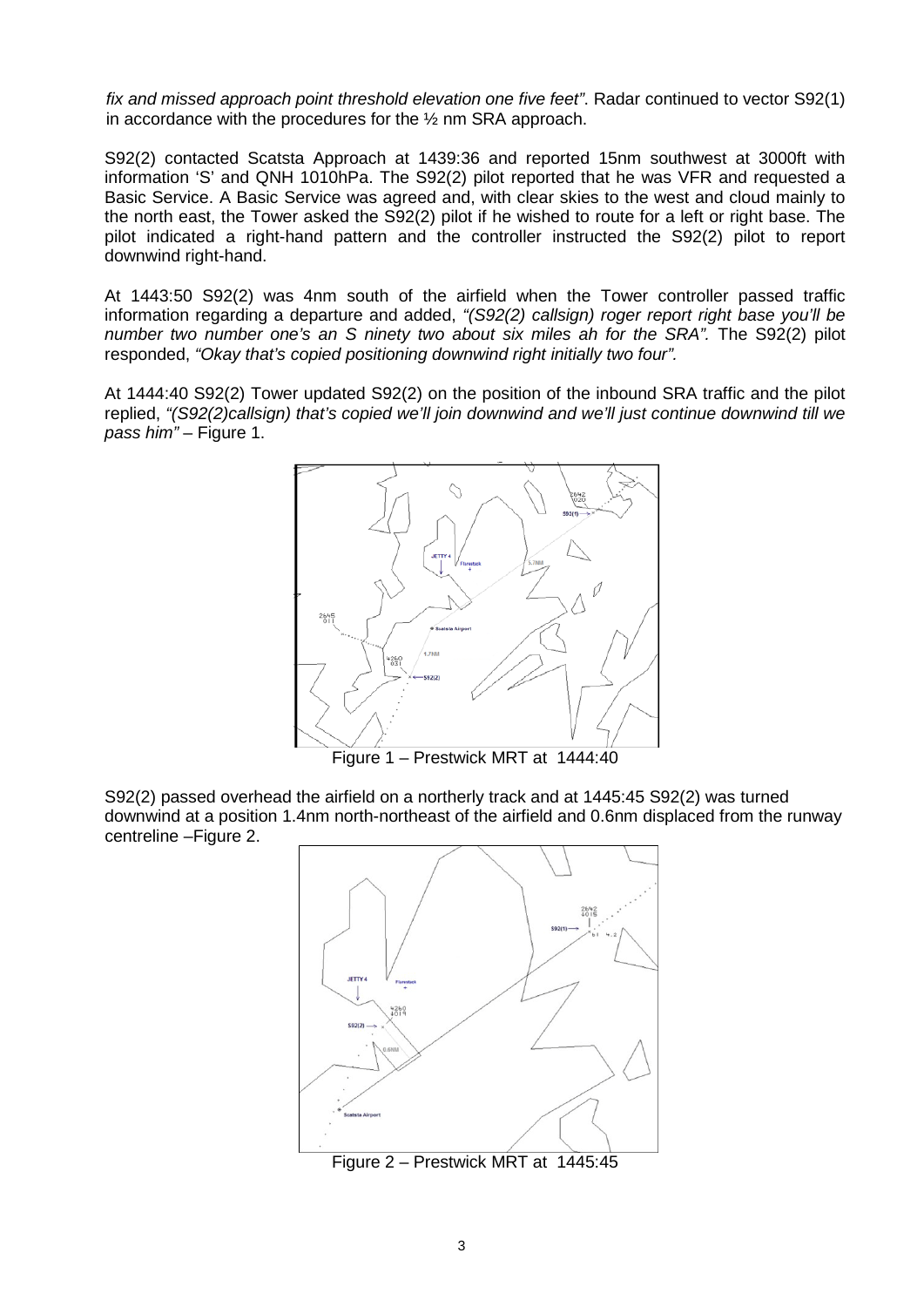*fix and missed approach point threshold elevation one five feet"*. Radar continued to vector S92(1) in accordance with the procedures for the ½ nm SRA approach.

S92(2) contacted Scatsta Approach at 1439:36 and reported 15nm southwest at 3000ft with information 'S' and QNH 1010hPa. The S92(2) pilot reported that he was VFR and requested a Basic Service. A Basic Service was agreed and, with clear skies to the west and cloud mainly to the north east, the Tower asked the S92(2) pilot if he wished to route for a left or right base. The pilot indicated a right-hand pattern and the controller instructed the S92(2) pilot to report downwind right-hand.

At 1443:50 S92(2) was 4nm south of the airfield when the Tower controller passed traffic information regarding a departure and added, *"(S92(2) callsign) roger report right base you'll be number two number one's an S ninety two about six miles ah for the SRA"*. The S92(2) pilot responded, *"Okay that's copied positioning downwind right initially two four"*.

At 1444:40 S92(2) Tower updated S92(2) on the position of the inbound SRA traffic and the pilot replied, *"(S92(2)callsign) that's copied we'll join downwind and we'll just continue downwind till we pass him"* – Figure 1.

Figure 1 – Prestwick MRT at 1444:40

S92(2) passed overhead the airfield on a northerly track and at 1445:45 S92(2) was turned downwind at a position 1.4nm north-northeast of the airfield and 0.6nm displaced from the runway centreline –Figure 2.

Figure 2 – Prestwick MRT at 1445:45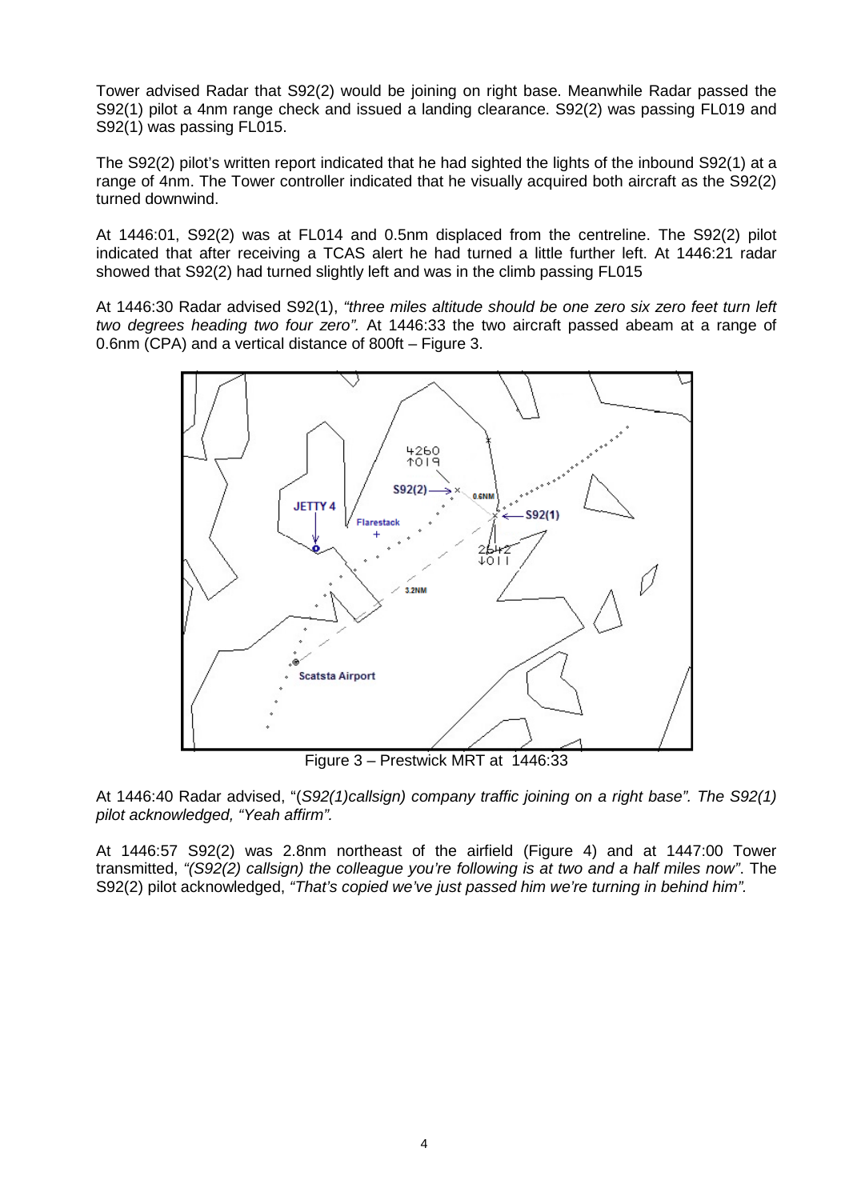Tower advised Radar that S92(2) would be joining on right base. Meanwhile Radar passed the S92(1) pilot a 4nm range check and issued a landing clearance. S92(2) was passing FL019 and S92(1) was passing FL015.

The S92(2) pilot's written report indicated that he had sighted the lights of the inbound S92(1) at a range of 4nm. The Tower controller indicated that he visually acquired both aircraft as the S92(2) turned downwind.

At 1446:01, S92(2) was at FL014 and 0.5nm displaced from the centreline. The S92(2) pilot indicated that after receiving a TCAS alert he had turned a little further left. At 1446:21 radar showed that S92(2) had turned slightly left and was in the climb passing FL015

At 1446:30 Radar advised S92(1), *"three miles altitude should be one zero six zero feet turn left two degrees heading two four zero".* At 1446:33 the two aircraft passed abeam at a range of 0.6nm (CPA) and a vertical distance of 800ft – Figure 3.

Figure 3 – Prestwick MRT at 1446:33

At 1446:40 Radar advised, "*(S92(1)callsign) company traffic joining on a right base". The S92(1) pilot acknowledged, "Yeah affirm".*

At 1446:57 S92(2) was 2.8nm northeast of the airfield (Figure 4) and at 1447:00 Tower transmitted, *"(S92(2) callsign) the colleague you're following is at two and a half miles now"*. The S92(2) pilot acknowledged, *"That's copied we've just passed him we're turning in behind him".*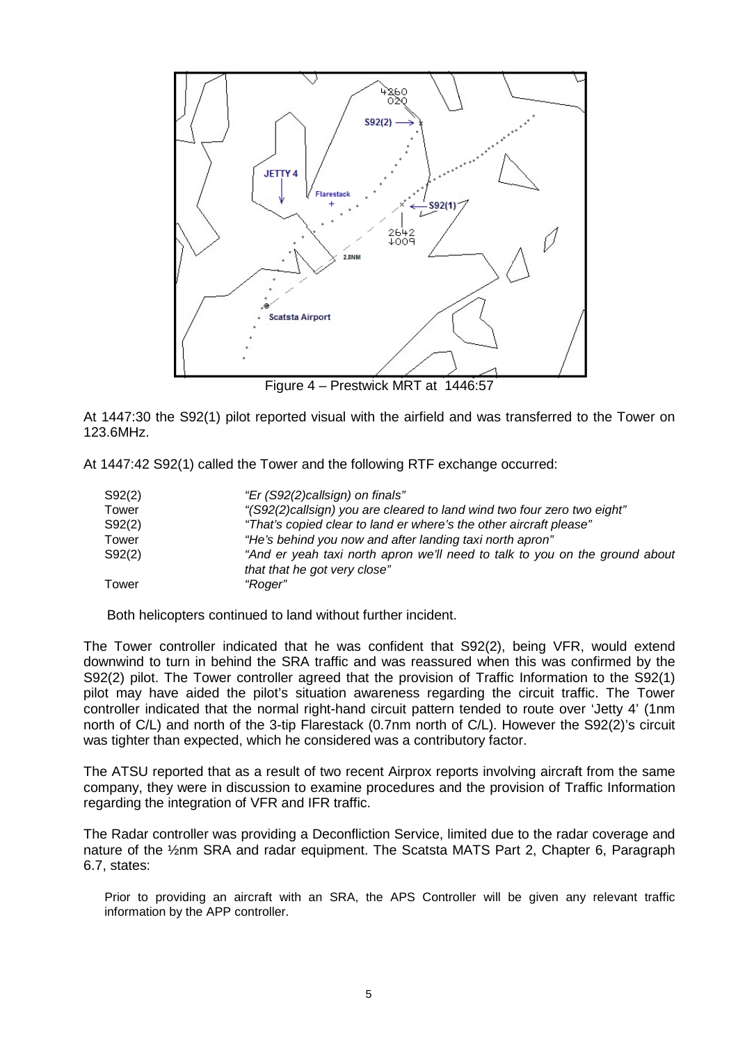Figure 4 – Prestwick MRT at 1446:57

At 1447:30 the S92(1) pilot reported visual with the airfield and was transferred to the Tower on 123.6MHz.

At 1447:42 S92(1) called the Tower and the following RTF exchange occurred:

| | |
|---|---|
| S92(2) | *"Er (S92(2)callsign) on finals"* |
| Tower | *"(S92(2)callsign) you are cleared to land wind two four zero two eight"* |
| S92(2) | *"That's copied clear to land er where's the other aircraft please"* |
| Tower | *"He's behind you now and after landing taxi north apron"* |
| S92(2) | *"And er yeah taxi north apron we'll need to talk to you on the ground about that that he got very close"* |
| Tower | *"Roger"* |

Both helicopters continued to land without further incident.

The Tower controller indicated that he was confident that S92(2), being VFR, would extend downwind to turn in behind the SRA traffic and was reassured when this was confirmed by the S92(2) pilot. The Tower controller agreed that the provision of Traffic Information to the S92(1) pilot may have aided the pilot's situation awareness regarding the circuit traffic. The Tower controller indicated that the normal right-hand circuit pattern tended to route over 'Jetty 4' (1nm north of C/L) and north of the 3-tip Flarestack (0.7nm north of C/L). However the S92(2)'s circuit was tighter than expected, which he considered was a contributory factor.

The ATSU reported that as a result of two recent Airprox reports involving aircraft from the same company, they were in discussion to examine procedures and the provision of Traffic Information regarding the integration of VFR and IFR traffic.

The Radar controller was providing a Deconfliction Service, limited due to the radar coverage and nature of the ½nm SRA and radar equipment. The Scatsta MATS Part 2, Chapter 6, Paragraph 6.7, states:

> Prior to providing an aircraft with an SRA, the APS Controller will be given any relevant traffic information by the APP controller.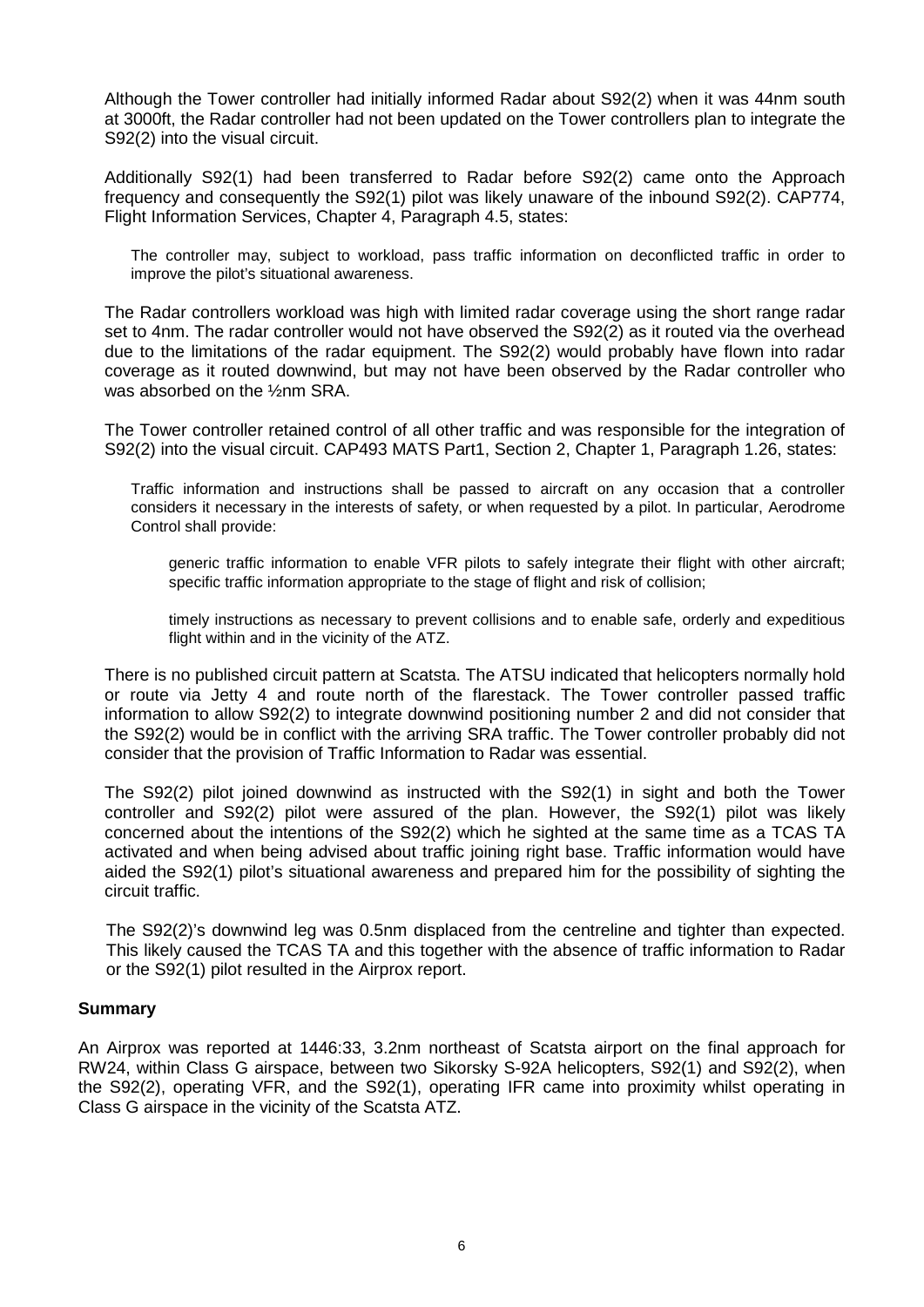Although the Tower controller had initially informed Radar about S92(2) when it was 44nm south at 3000ft, the Radar controller had not been updated on the Tower controllers plan to integrate the S92(2) into the visual circuit.

Additionally S92(1) had been transferred to Radar before S92(2) came onto the Approach frequency and consequently the S92(1) pilot was likely unaware of the inbound S92(2). CAP774, Flight Information Services, Chapter 4, Paragraph 4.5, states:

> The controller may, subject to workload, pass traffic information on deconflicted traffic in order to improve the pilot's situational awareness.

The Radar controllers workload was high with limited radar coverage using the short range radar set to 4nm. The radar controller would not have observed the S92(2) as it routed via the overhead due to the limitations of the radar equipment. The S92(2) would probably have flown into radar coverage as it routed downwind, but may not have been observed by the Radar controller who was absorbed on the ½nm SRA.

The Tower controller retained control of all other traffic and was responsible for the integration of S92(2) into the visual circuit. CAP493 MATS Part1, Section 2, Chapter 1, Paragraph 1.26, states:

> Traffic information and instructions shall be passed to aircraft on any occasion that a controller considers it necessary in the interests of safety, or when requested by a pilot. In particular, Aerodrome Control shall provide:
>
> > generic traffic information to enable VFR pilots to safely integrate their flight with other aircraft; specific traffic information appropriate to the stage of flight and risk of collision;
> >
> > timely instructions as necessary to prevent collisions and to enable safe, orderly and expeditious flight within and in the vicinity of the ATZ.

There is no published circuit pattern at Scatsta. The ATSU indicated that helicopters normally hold or route via Jetty 4 and route north of the flarestack. The Tower controller passed traffic information to allow S92(2) to integrate downwind positioning number 2 and did not consider that the S92(2) would be in conflict with the arriving SRA traffic. The Tower controller probably did not consider that the provision of Traffic Information to Radar was essential.

The S92(2) pilot joined downwind as instructed with the S92(1) in sight and both the Tower controller and S92(2) pilot were assured of the plan. However, the S92(1) pilot was likely concerned about the intentions of the S92(2) which he sighted at the same time as a TCAS TA activated and when being advised about traffic joining right base. Traffic information would have aided the S92(1) pilot's situational awareness and prepared him for the possibility of sighting the circuit traffic.

The S92(2)'s downwind leg was 0.5nm displaced from the centreline and tighter than expected. This likely caused the TCAS TA and this together with the absence of traffic information to Radar or the S92(1) pilot resulted in the Airprox report.

**Summary**

An Airprox was reported at 1446:33, 3.2nm northeast of Scatsta airport on the final approach for RW24, within Class G airspace, between two Sikorsky S-92A helicopters, S92(1) and S92(2), when the S92(2), operating VFR, and the S92(1), operating IFR came into proximity whilst operating in Class G airspace in the vicinity of the Scatsta ATZ.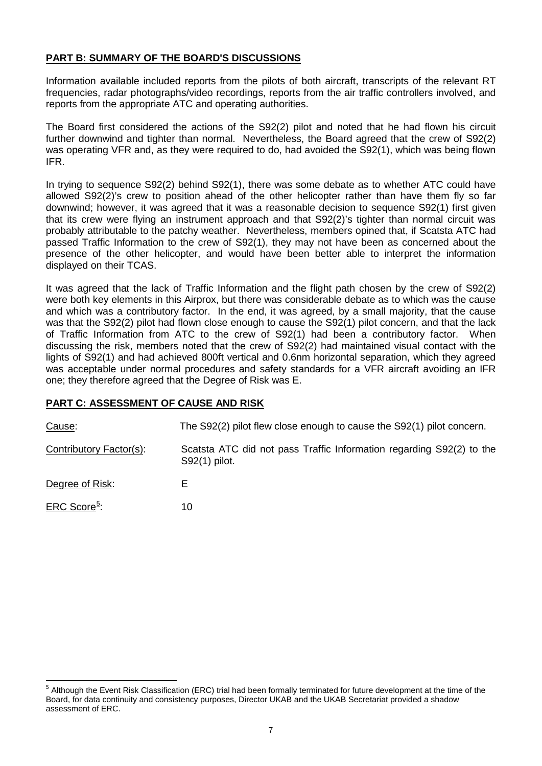## PART B: SUMMARY OF THE BOARD'S DISCUSSIONS

Information available included reports from the pilots of both aircraft, transcripts of the relevant RT frequencies, radar photographs/video recordings, reports from the air traffic controllers involved, and reports from the appropriate ATC and operating authorities.

The Board first considered the actions of the S92(2) pilot and noted that he had flown his circuit further downwind and tighter than normal. Nevertheless, the Board agreed that the crew of S92(2) was operating VFR and, as they were required to do, had avoided the S92(1), which was being flown IFR.

In trying to sequence S92(2) behind S92(1), there was some debate as to whether ATC could have allowed S92(2)'s crew to position ahead of the other helicopter rather than have them fly so far downwind; however, it was agreed that it was a reasonable decision to sequence S92(1) first given that its crew were flying an instrument approach and that S92(2)'s tighter than normal circuit was probably attributable to the patchy weather. Nevertheless, members opined that, if Scatsta ATC had passed Traffic Information to the crew of S92(1), they may not have been as concerned about the presence of the other helicopter, and would have been better able to interpret the information displayed on their TCAS.

It was agreed that the lack of Traffic Information and the flight path chosen by the crew of S92(2) were both key elements in this Airprox, but there was considerable debate as to which was the cause and which was a contributory factor. In the end, it was agreed, by a small majority, that the cause was that the S92(2) pilot had flown close enough to cause the S92(1) pilot concern, and that the lack of Traffic Information from ATC to the crew of S92(1) had been a contributory factor. When discussing the risk, members noted that the crew of S92(2) had maintained visual contact with the lights of S92(1) and had achieved 800ft vertical and 0.6nm horizontal separation, which they agreed was acceptable under normal procedures and safety standards for a VFR aircraft avoiding an IFR one; they therefore agreed that the Degree of Risk was E.

## PART C: ASSESSMENT OF CAUSE AND RISK

| | |
|---|---|
| Cause: | The S92(2) pilot flew close enough to cause the S92(1) pilot concern. |
| Contributory Factor(s): | Scatsta ATC did not pass Traffic Information regarding S92(2) to the S92(1) pilot. |
| Degree of Risk: | E |
| ERC Score[5]: | 10 |

[5] Although the Event Risk Classification (ERC) trial had been formally terminated for future development at the time of the Board, for data continuity and consistency purposes, Director UKAB and the UKAB Secretariat provided a shadow assessment of ERC.